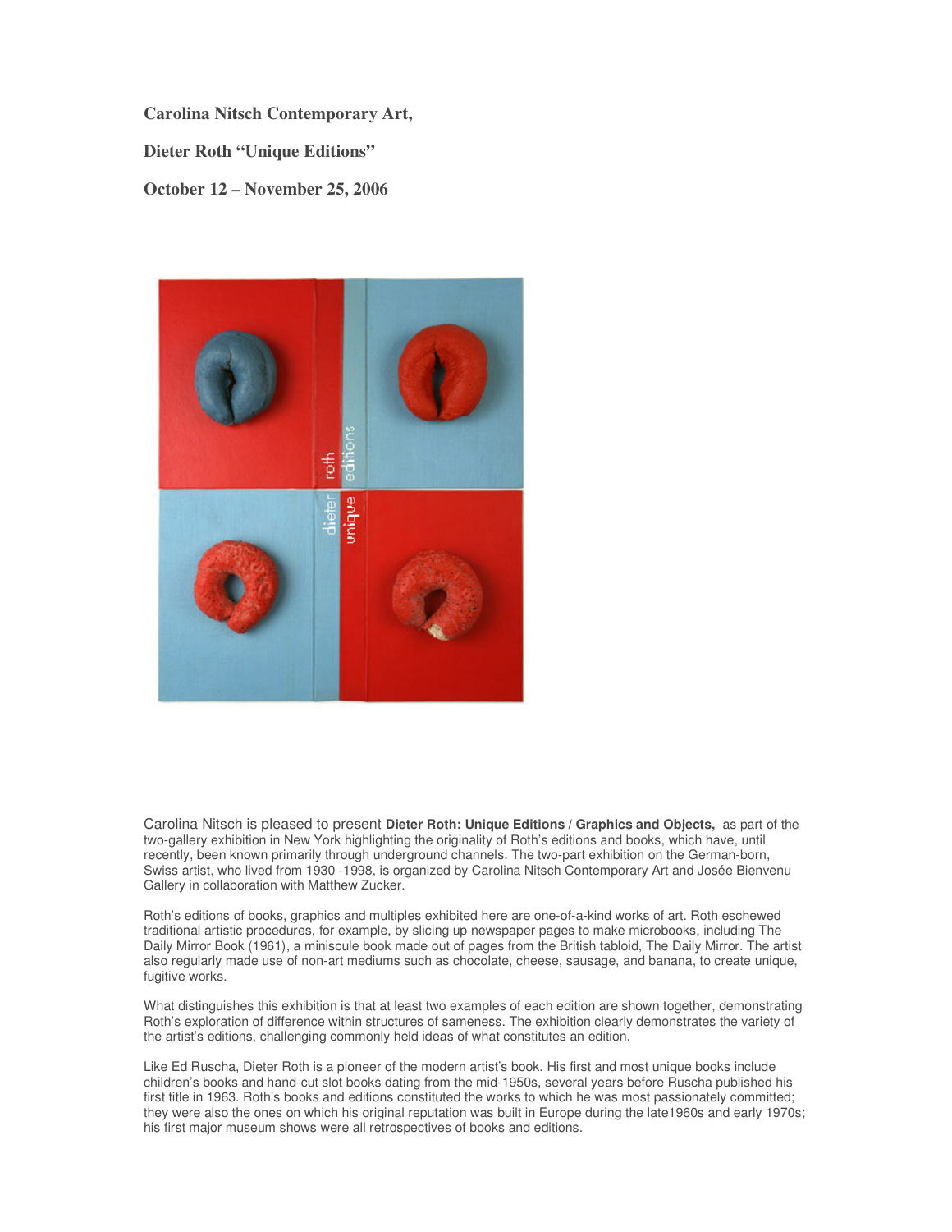**Carolina Nitsch Contemporary Art,**

**Dieter Roth "Unique Editions"**

**October 12 – November 25, 2006**

Carolina Nitsch is pleased to present **Dieter Roth: Unique Editions** / **Graphics and Objects,** as part of the two-gallery exhibition in New York highlighting the originality of Roth's editions and books, which have, until recently, been known primarily through underground channels. The two-part exhibition on the German-born, Swiss artist, who lived from 1930 -1998, is organized by Carolina Nitsch Contemporary Art and Josée Bienvenu Gallery in collaboration with Matthew Zucker.

Roth's editions of books, graphics and multiples exhibited here are one-of-a-kind works of art. Roth eschewed traditional artistic procedures, for example, by slicing up newspaper pages to make microbooks, including The Daily Mirror Book (1961), a miniscule book made out of pages from the British tabloid, The Daily Mirror. The artist also regularly made use of non-art mediums such as chocolate, cheese, sausage, and banana, to create unique, fugitive works.

What distinguishes this exhibition is that at least two examples of each edition are shown together, demonstrating Roth's exploration of difference within structures of sameness. The exhibition clearly demonstrates the variety of the artist's editions, challenging commonly held ideas of what constitutes an edition.

Like Ed Ruscha, Dieter Roth is a pioneer of the modern artist's book. His first and most unique books include children's books and hand-cut slot books dating from the mid-1950s, several years before Ruscha published his first title in 1963. Roth's books and editions constituted the works to which he was most passionately committed; they were also the ones on which his original reputation was built in Europe during the late1960s and early 1970s; his first major museum shows were all retrospectives of books and editions.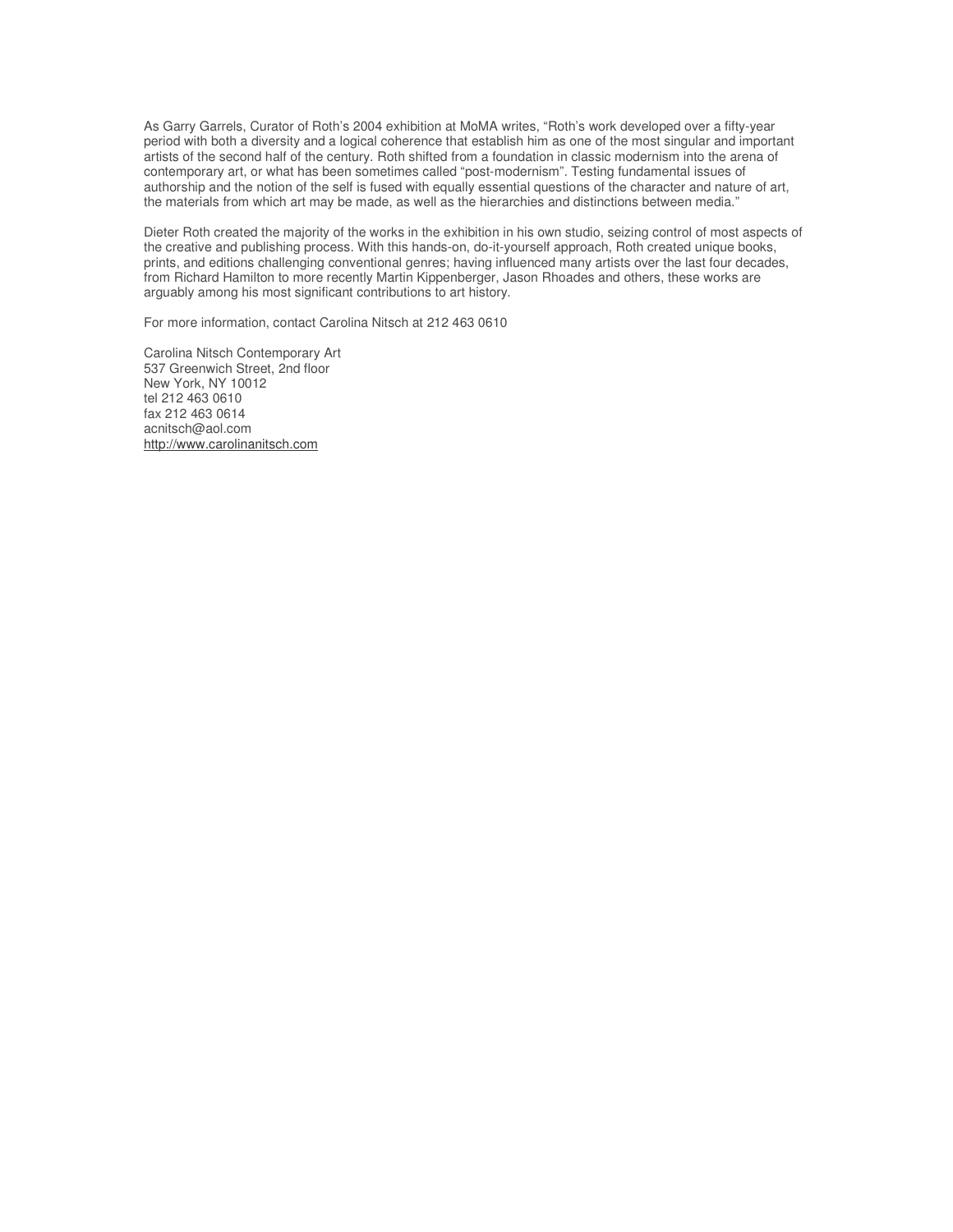As Garry Garrels, Curator of Roth's 2004 exhibition at MoMA writes, "Roth's work developed over a fifty-year period with both a diversity and a logical coherence that establish him as one of the most singular and important artists of the second half of the century. Roth shifted from a foundation in classic modernism into the arena of contemporary art, or what has been sometimes called "post-modernism". Testing fundamental issues of authorship and the notion of the self is fused with equally essential questions of the character and nature of art, the materials from which art may be made, as well as the hierarchies and distinctions between media."

Dieter Roth created the majority of the works in the exhibition in his own studio, seizing control of most aspects of the creative and publishing process. With this hands-on, do-it-yourself approach, Roth created unique books, prints, and editions challenging conventional genres; having influenced many artists over the last four decades, from Richard Hamilton to more recently Martin Kippenberger, Jason Rhoades and others, these works are arguably among his most significant contributions to art history.

For more information, contact Carolina Nitsch at 212 463 0610

Carolina Nitsch Contemporary Art
537 Greenwich Street, 2nd floor
New York, NY 10012
tel 212 463 0610
fax 212 463 0614
acnitsch@aol.com
http://www.carolinanitsch.com